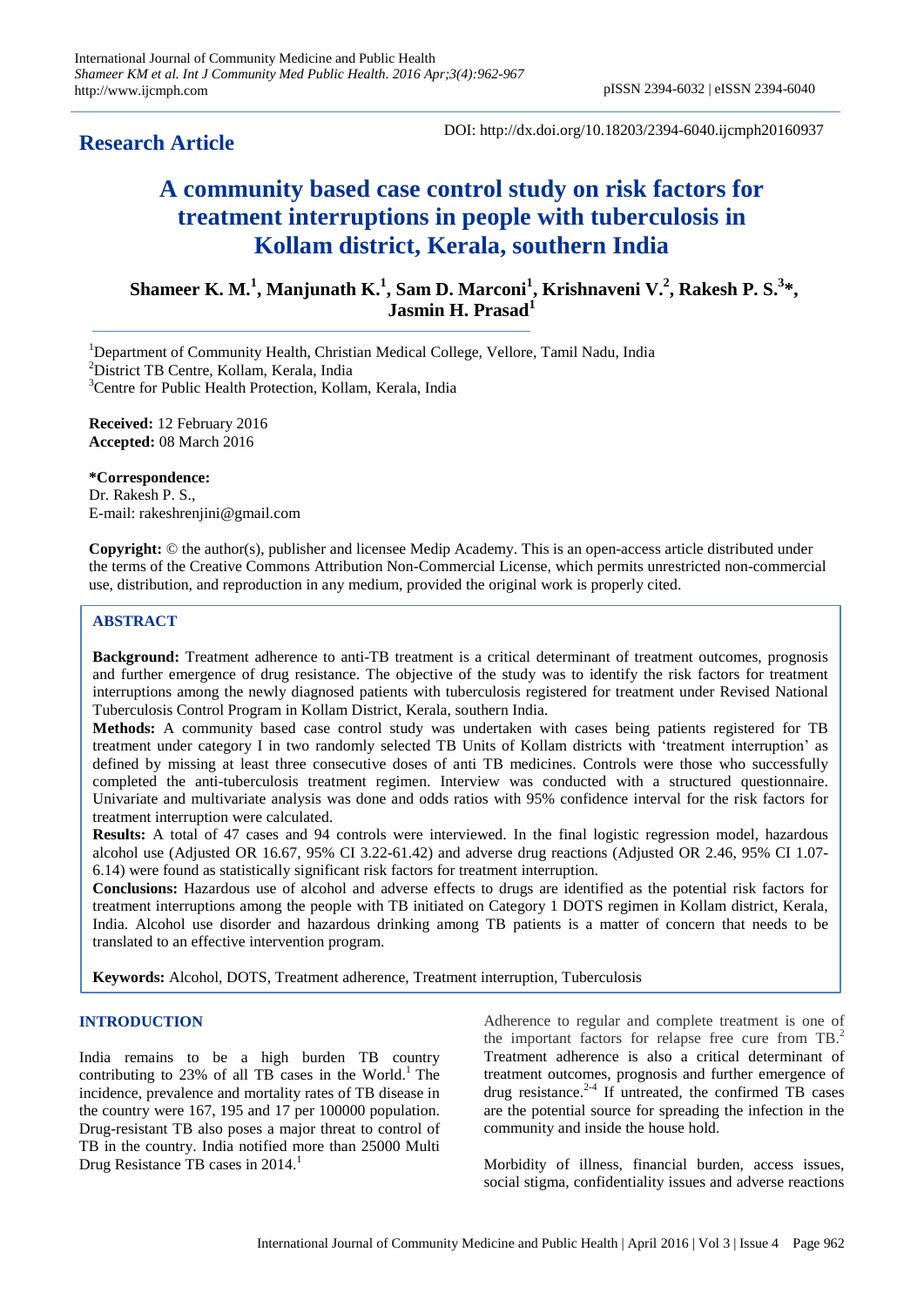**Research Article**

DOI: http://dx.doi.org/10.18203/2394-6040.ijcmph20160937

# A community based case control study on risk factors for treatment interruptions in people with tuberculosis in Kollam district, Kerala, southern India

**Shameer K. M.[1], Manjunath K.[1], Sam D. Marconi[1], Krishnaveni V.[2], Rakesh P. S.[3]*, Jasmin H. Prasad[1]**

[1]Department of Community Health, Christian Medical College, Vellore, Tamil Nadu, India
[2]District TB Centre, Kollam, Kerala, India
[3]Centre for Public Health Protection, Kollam, Kerala, India

**Received:** 12 February 2016
**Accepted:** 08 March 2016

***Correspondence:**
Dr. Rakesh P. S.,
E-mail: rakeshrenjini@gmail.com

**Copyright:** © the author(s), publisher and licensee Medip Academy. This is an open-access article distributed under the terms of the Creative Commons Attribution Non-Commercial License, which permits unrestricted non-commercial use, distribution, and reproduction in any medium, provided the original work is properly cited.

## ABSTRACT

**Background:** Treatment adherence to anti-TB treatment is a critical determinant of treatment outcomes, prognosis and further emergence of drug resistance. The objective of the study was to identify the risk factors for treatment interruptions among the newly diagnosed patients with tuberculosis registered for treatment under Revised National Tuberculosis Control Program in Kollam District, Kerala, southern India.

**Methods:** A community based case control study was undertaken with cases being patients registered for TB treatment under category I in two randomly selected TB Units of Kollam districts with 'treatment interruption' as defined by missing at least three consecutive doses of anti TB medicines. Controls were those who successfully completed the anti-tuberculosis treatment regimen. Interview was conducted with a structured questionnaire. Univariate and multivariate analysis was done and odds ratios with 95% confidence interval for the risk factors for treatment interruption were calculated.

**Results:** A total of 47 cases and 94 controls were interviewed. In the final logistic regression model, hazardous alcohol use (Adjusted OR 16.67, 95% CI 3.22-61.42) and adverse drug reactions (Adjusted OR 2.46, 95% CI 1.07-6.14) were found as statistically significant risk factors for treatment interruption.

**Conclusions:** Hazardous use of alcohol and adverse effects to drugs are identified as the potential risk factors for treatment interruptions among the people with TB initiated on Category 1 DOTS regimen in Kollam district, Kerala, India. Alcohol use disorder and hazardous drinking among TB patients is a matter of concern that needs to be translated to an effective intervention program.

**Keywords:** Alcohol, DOTS, Treatment adherence, Treatment interruption, Tuberculosis

## INTRODUCTION

India remains to be a high burden TB country contributing to 23% of all TB cases in the World.[1] The incidence, prevalence and mortality rates of TB disease in the country were 167, 195 and 17 per 100000 population. Drug-resistant TB also poses a major threat to control of TB in the country. India notified more than 25000 Multi Drug Resistance TB cases in 2014.[1]

Adherence to regular and complete treatment is one of the important factors for relapse free cure from TB.[2] Treatment adherence is also a critical determinant of treatment outcomes, prognosis and further emergence of drug resistance.[2-4] If untreated, the confirmed TB cases are the potential source for spreading the infection in the community and inside the house hold.

Morbidity of illness, financial burden, access issues, social stigma, confidentiality issues and adverse reactions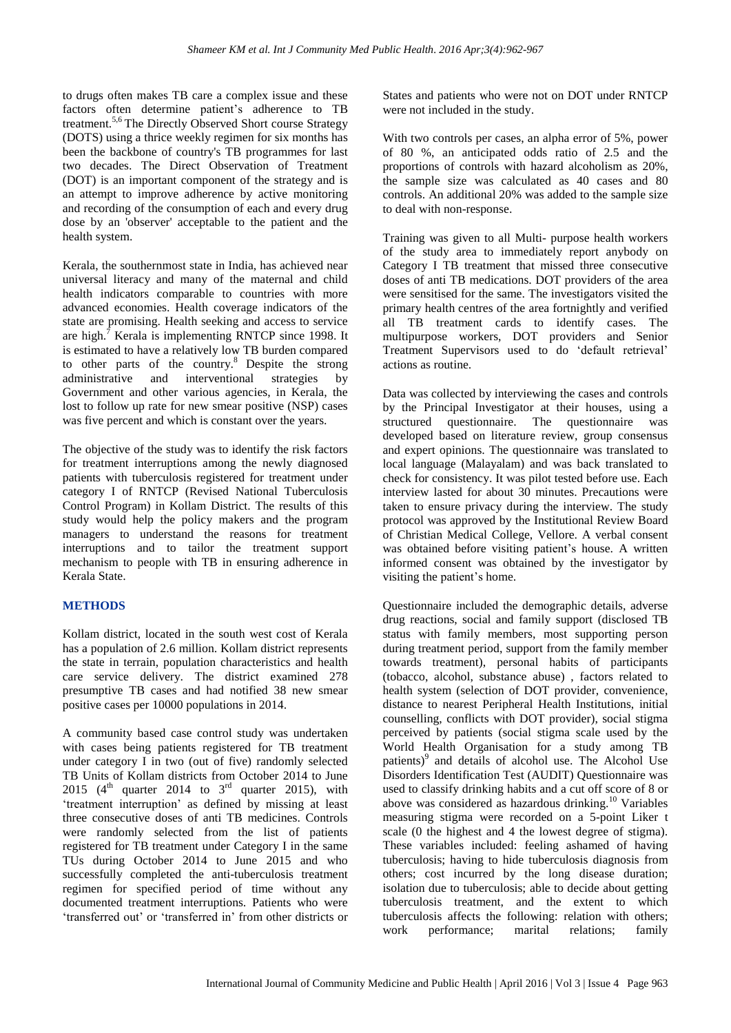to drugs often makes TB care a complex issue and these factors often determine patient's adherence to TB treatment.[5,6] The Directly Observed Short course Strategy (DOTS) using a thrice weekly regimen for six months has been the backbone of country's TB programmes for last two decades. The Direct Observation of Treatment (DOT) is an important component of the strategy and is an attempt to improve adherence by active monitoring and recording of the consumption of each and every drug dose by an 'observer' acceptable to the patient and the health system.

Kerala, the southernmost state in India, has achieved near universal literacy and many of the maternal and child health indicators comparable to countries with more advanced economies. Health coverage indicators of the state are promising. Health seeking and access to service are high.[7] Kerala is implementing RNTCP since 1998. It is estimated to have a relatively low TB burden compared to other parts of the country.[8] Despite the strong administrative and interventional strategies by Government and other various agencies, in Kerala, the lost to follow up rate for new smear positive (NSP) cases was five percent and which is constant over the years.

The objective of the study was to identify the risk factors for treatment interruptions among the newly diagnosed patients with tuberculosis registered for treatment under category I of RNTCP (Revised National Tuberculosis Control Program) in Kollam District. The results of this study would help the policy makers and the program managers to understand the reasons for treatment interruptions and to tailor the treatment support mechanism to people with TB in ensuring adherence in Kerala State.

## METHODS

Kollam district, located in the south west cost of Kerala has a population of 2.6 million. Kollam district represents the state in terrain, population characteristics and health care service delivery. The district examined 278 presumptive TB cases and had notified 38 new smear positive cases per 10000 populations in 2014.

A community based case control study was undertaken with cases being patients registered for TB treatment under category I in two (out of five) randomly selected TB Units of Kollam districts from October 2014 to June 2015 (4th quarter 2014 to 3rd quarter 2015), with 'treatment interruption' as defined by missing at least three consecutive doses of anti TB medicines. Controls were randomly selected from the list of patients registered for TB treatment under Category I in the same TUs during October 2014 to June 2015 and who successfully completed the anti-tuberculosis treatment regimen for specified period of time without any documented treatment interruptions. Patients who were 'transferred out' or 'transferred in' from other districts or States and patients who were not on DOT under RNTCP were not included in the study.

With two controls per cases, an alpha error of 5%, power of 80 %, an anticipated odds ratio of 2.5 and the proportions of controls with hazard alcoholism as 20%, the sample size was calculated as 40 cases and 80 controls. An additional 20% was added to the sample size to deal with non-response.

Training was given to all Multi- purpose health workers of the study area to immediately report anybody on Category I TB treatment that missed three consecutive doses of anti TB medications. DOT providers of the area were sensitised for the same. The investigators visited the primary health centres of the area fortnightly and verified all TB treatment cards to identify cases. The multipurpose workers, DOT providers and Senior Treatment Supervisors used to do 'default retrieval' actions as routine.

Data was collected by interviewing the cases and controls by the Principal Investigator at their houses, using a structured questionnaire. The questionnaire was developed based on literature review, group consensus and expert opinions. The questionnaire was translated to local language (Malayalam) and was back translated to check for consistency. It was pilot tested before use. Each interview lasted for about 30 minutes. Precautions were taken to ensure privacy during the interview. The study protocol was approved by the Institutional Review Board of Christian Medical College, Vellore. A verbal consent was obtained before visiting patient's house. A written informed consent was obtained by the investigator by visiting the patient's home.

Questionnaire included the demographic details, adverse drug reactions, social and family support (disclosed TB status with family members, most supporting person during treatment period, support from the family member towards treatment), personal habits of participants (tobacco, alcohol, substance abuse) , factors related to health system (selection of DOT provider, convenience, distance to nearest Peripheral Health Institutions, initial counselling, conflicts with DOT provider), social stigma perceived by patients (social stigma scale used by the World Health Organisation for a study among TB patients)[9] and details of alcohol use. The Alcohol Use Disorders Identification Test (AUDIT) Questionnaire was used to classify drinking habits and a cut off score of 8 or above was considered as hazardous drinking.[10] Variables measuring stigma were recorded on a 5-point Liker t scale (0 the highest and 4 the lowest degree of stigma). These variables included: feeling ashamed of having tuberculosis; having to hide tuberculosis diagnosis from others; cost incurred by the long disease duration; isolation due to tuberculosis; able to decide about getting tuberculosis treatment, and the extent to which tuberculosis affects the following: relation with others; work performance; marital relations; family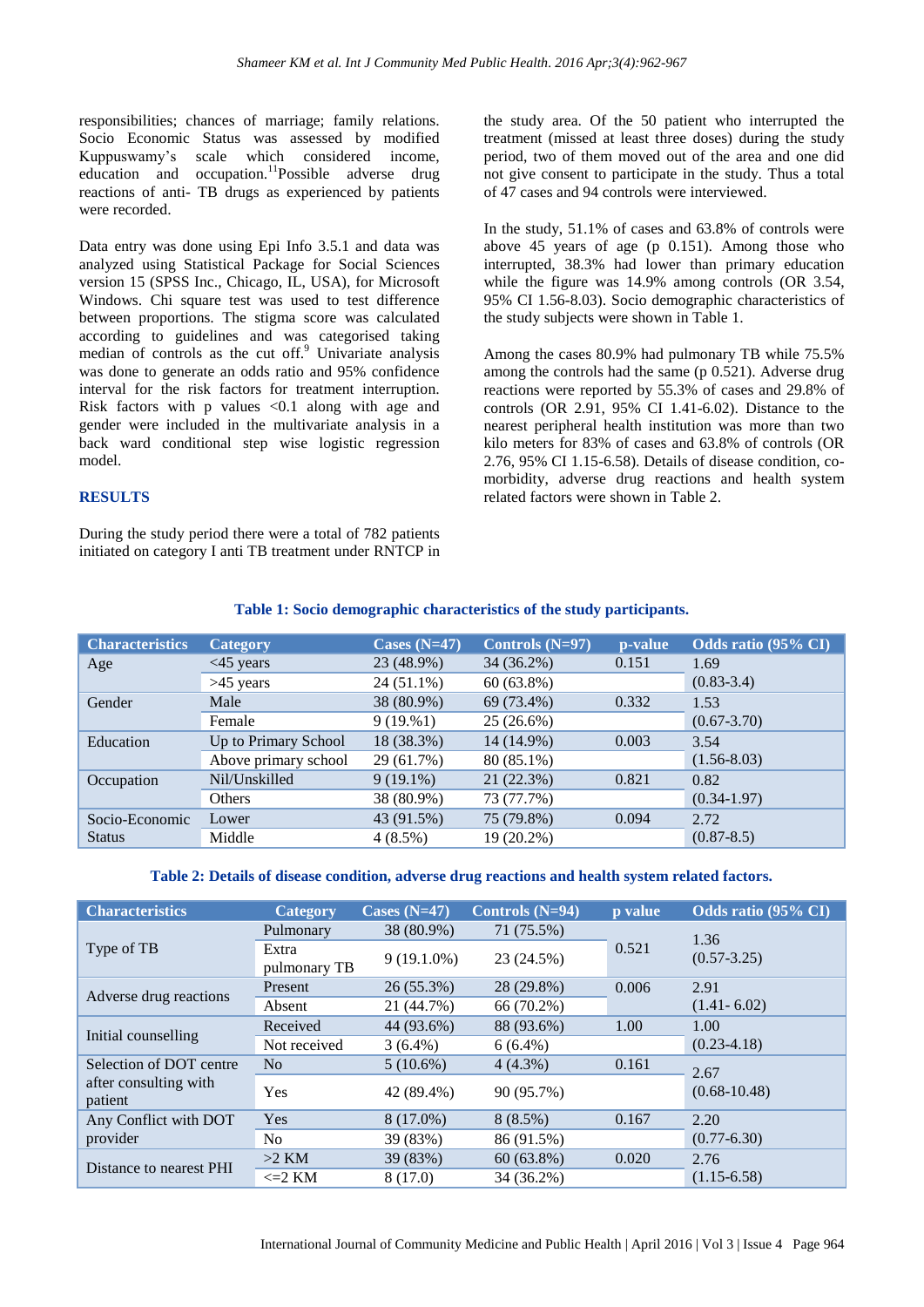responsibilities; chances of marriage; family relations. Socio Economic Status was assessed by modified Kuppuswamy's scale which considered income, education and occupation.[11]Possible adverse drug reactions of anti- TB drugs as experienced by patients were recorded.

Data entry was done using Epi Info 3.5.1 and data was analyzed using Statistical Package for Social Sciences version 15 (SPSS Inc., Chicago, IL, USA), for Microsoft Windows. Chi square test was used to test difference between proportions. The stigma score was calculated according to guidelines and was categorised taking median of controls as the cut off.[9] Univariate analysis was done to generate an odds ratio and 95% confidence interval for the risk factors for treatment interruption. Risk factors with p values <0.1 along with age and gender were included in the multivariate analysis in a back ward conditional step wise logistic regression model.

## RESULTS

During the study period there were a total of 782 patients initiated on category I anti TB treatment under RNTCP in the study area. Of the 50 patient who interrupted the treatment (missed at least three doses) during the study period, two of them moved out of the area and one did not give consent to participate in the study. Thus a total of 47 cases and 94 controls were interviewed.

In the study, 51.1% of cases and 63.8% of controls were above 45 years of age (p 0.151). Among those who interrupted, 38.3% had lower than primary education while the figure was 14.9% among controls (OR 3.54, 95% CI 1.56-8.03). Socio demographic characteristics of the study subjects were shown in Table 1.

Among the cases 80.9% had pulmonary TB while 75.5% among the controls had the same (p 0.521). Adverse drug reactions were reported by 55.3% of cases and 29.8% of controls (OR 2.91, 95% CI 1.41-6.02). Distance to the nearest peripheral health institution was more than two kilo meters for 83% of cases and 63.8% of controls (OR 2.76, 95% CI 1.15-6.58). Details of disease condition, co-morbidity, adverse drug reactions and health system related factors were shown in Table 2.

**Table 1: Socio demographic characteristics of the study participants.**

| Characteristics | Category | Cases (N=47) | Controls (N=97) | p-value | Odds ratio (95% CI) |
|---|---|---|---|---|---|
| Age | <45 years | 23 (48.9%) | 34 (36.2%) | 0.151 | 1.69 |
| | >45 years | 24 (51.1%) | 60 (63.8%) | | (0.83-3.4) |
| Gender | Male | 38 (80.9%) | 69 (73.4%) | 0.332 | 1.53 |
| | Female | 9 (19.%1) | 25 (26.6%) | | (0.67-3.70) |
| Education | Up to Primary School | 18 (38.3%) | 14 (14.9%) | 0.003 | 3.54 |
| | Above primary school | 29 (61.7%) | 80 (85.1%) | | (1.56-8.03) |
| Occupation | Nil/Unskilled | 9 (19.1%) | 21 (22.3%) | 0.821 | 0.82 |
| | Others | 38 (80.9%) | 73 (77.7%) | | (0.34-1.97) |
| Socio-Economic Status | Lower | 43 (91.5%) | 75 (79.8%) | 0.094 | 2.72 |
| | Middle | 4 (8.5%) | 19 (20.2%) | | (0.87-8.5) |

**Table 2: Details of disease condition, adverse drug reactions and health system related factors.**

| Characteristics | Category | Cases (N=47) | Controls (N=94) | p value | Odds ratio (95% CI) |
|---|---|---|---|---|---|
| Type of TB | Pulmonary | 38 (80.9%) | 71 (75.5%) | 0.521 | 1.36 |
| | Extra pulmonary TB | 9 (19.1.0%) | 23 (24.5%) | | (0.57-3.25) |
| Adverse drug reactions | Present | 26 (55.3%) | 28 (29.8%) | 0.006 | 2.91 |
| | Absent | 21 (44.7%) | 66 (70.2%) | | (1.41- 6.02) |
| Initial counselling | Received | 44 (93.6%) | 88 (93.6%) | 1.00 | 1.00 |
| | Not received | 3 (6.4%) | 6 (6.4%) | | (0.23-4.18) |
| Selection of DOT centre after consulting with patient | No | 5 (10.6%) | 4 (4.3%) | 0.161 | 2.67 |
| | Yes | 42 (89.4%) | 90 (95.7%) | | (0.68-10.48) |
| Any Conflict with DOT provider | Yes | 8 (17.0%) | 8 (8.5%) | 0.167 | 2.20 |
| | No | 39 (83%) | 86 (91.5%) | | (0.77-6.30) |
| Distance to nearest PHI | >2 KM | 39 (83%) | 60 (63.8%) | 0.020 | 2.76 |
| | <=2 KM | 8 (17.0) | 34 (36.2%) | | (1.15-6.58) |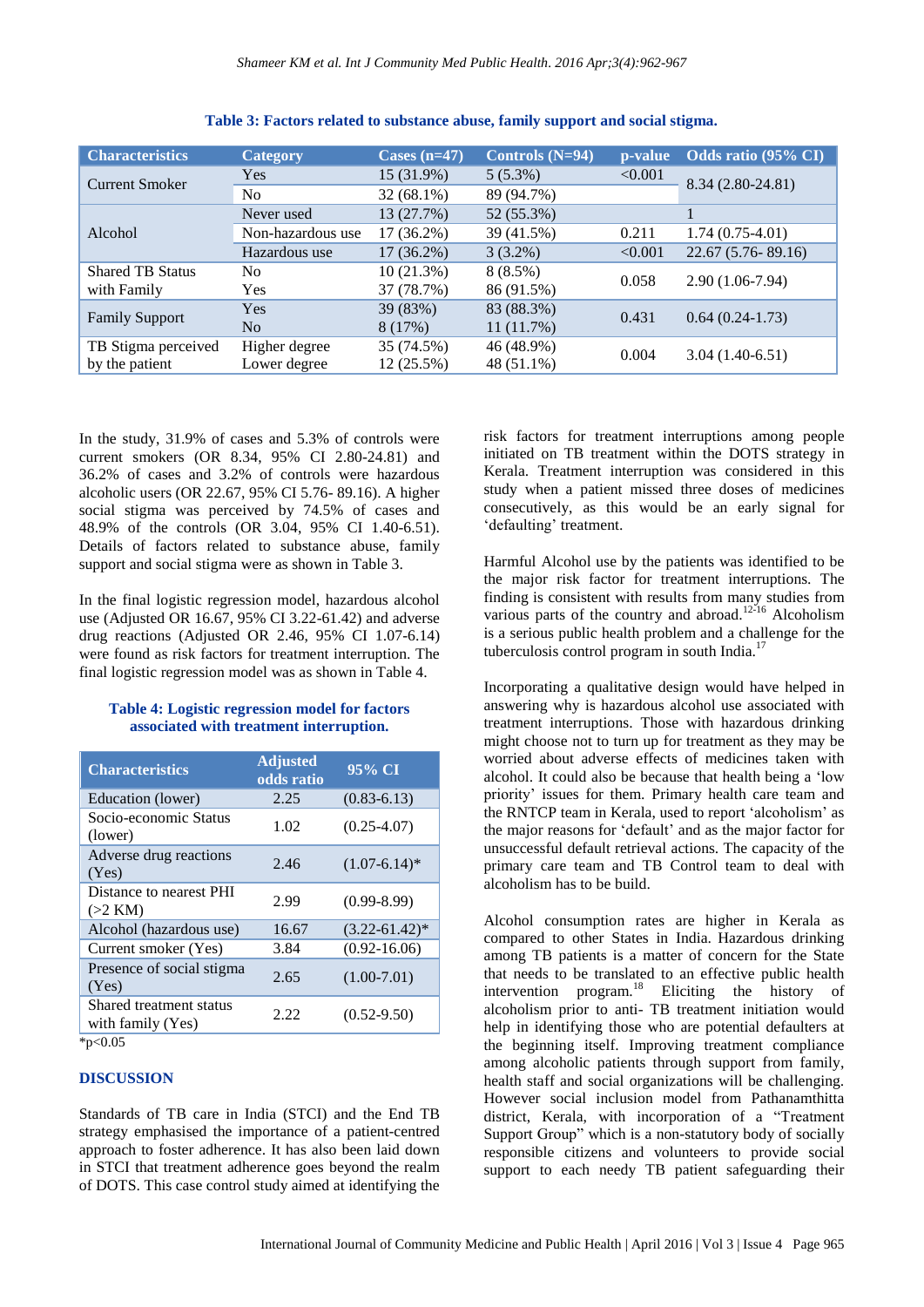**Table 3: Factors related to substance abuse, family support and social stigma.**

| Characteristics | Category | Cases (n=47) | Controls (N=94) | p-value | Odds ratio (95% CI) |
|---|---|---|---|---|---|
| Current Smoker | Yes | 15 (31.9%) | 5 (5.3%) | <0.001 | 8.34 (2.80-24.81) |
| | No | 32 (68.1%) | 89 (94.7%) | | |
| Alcohol | Never used | 13 (27.7%) | 52 (55.3%) | | 1 |
| | Non-hazardous use | 17 (36.2%) | 39 (41.5%) | 0.211 | 1.74 (0.75-4.01) |
| | Hazardous use | 17 (36.2%) | 3 (3.2%) | <0.001 | 22.67 (5.76- 89.16) |
| Shared TB Status with Family | No | 10 (21.3%) | 8 (8.5%) | 0.058 | 2.90 (1.06-7.94) |
| | Yes | 37 (78.7%) | 86 (91.5%) | | |
| Family Support | Yes | 39 (83%) | 83 (88.3%) | 0.431 | 0.64 (0.24-1.73) |
| | No | 8 (17%) | 11 (11.7%) | | |
| TB Stigma perceived by the patient | Higher degree | 35 (74.5%) | 46 (48.9%) | 0.004 | 3.04 (1.40-6.51) |
| | Lower degree | 12 (25.5%) | 48 (51.1%) | | |

In the study, 31.9% of cases and 5.3% of controls were current smokers (OR 8.34, 95% CI 2.80-24.81) and 36.2% of cases and 3.2% of controls were hazardous alcoholic users (OR 22.67, 95% CI 5.76- 89.16). A higher social stigma was perceived by 74.5% of cases and 48.9% of the controls (OR 3.04, 95% CI 1.40-6.51). Details of factors related to substance abuse, family support and social stigma were as shown in Table 3.

In the final logistic regression model, hazardous alcohol use (Adjusted OR 16.67, 95% CI 3.22-61.42) and adverse drug reactions (Adjusted OR 2.46, 95% CI 1.07-6.14) were found as risk factors for treatment interruption. The final logistic regression model was as shown in Table 4.

**Table 4: Logistic regression model for factors associated with treatment interruption.**

| Characteristics | Adjusted odds ratio | 95% CI |
|---|---|---|
| Education (lower) | 2.25 | (0.83-6.13) |
| Socio-economic Status (lower) | 1.02 | (0.25-4.07) |
| Adverse drug reactions (Yes) | 2.46 | (1.07-6.14)* |
| Distance to nearest PHI (>2 KM) | 2.99 | (0.99-8.99) |
| Alcohol (hazardous use) | 16.67 | (3.22-61.42)* |
| Current smoker (Yes) | 3.84 | (0.92-16.06) |
| Presence of social stigma (Yes) | 2.65 | (1.00-7.01) |
| Shared treatment status with family (Yes) | 2.22 | (0.52-9.50) |

*p<0.05

## DISCUSSION

Standards of TB care in India (STCI) and the End TB strategy emphasised the importance of a patient-centred approach to foster adherence. It has also been laid down in STCI that treatment adherence goes beyond the realm of DOTS. This case control study aimed at identifying the risk factors for treatment interruptions among people initiated on TB treatment within the DOTS strategy in Kerala. Treatment interruption was considered in this study when a patient missed three doses of medicines consecutively, as this would be an early signal for 'defaulting' treatment.

Harmful Alcohol use by the patients was identified to be the major risk factor for treatment interruptions. The finding is consistent with results from many studies from various parts of the country and abroad.[12-16] Alcoholism is a serious public health problem and a challenge for the tuberculosis control program in south India.[17]

Incorporating a qualitative design would have helped in answering why is hazardous alcohol use associated with treatment interruptions. Those with hazardous drinking might choose not to turn up for treatment as they may be worried about adverse effects of medicines taken with alcohol. It could also be because that health being a 'low priority' issues for them. Primary health care team and the RNTCP team in Kerala, used to report 'alcoholism' as the major reasons for 'default' and as the major factor for unsuccessful default retrieval actions. The capacity of the primary care team and TB Control team to deal with alcoholism has to be build.

Alcohol consumption rates are higher in Kerala as compared to other States in India. Hazardous drinking among TB patients is a matter of concern for the State that needs to be translated to an effective public health intervention program.[18] Eliciting the history of alcoholism prior to anti- TB treatment initiation would help in identifying those who are potential defaulters at the beginning itself. Improving treatment compliance among alcoholic patients through support from family, health staff and social organizations will be challenging. However social inclusion model from Pathanamthitta district, Kerala, with incorporation of a "Treatment Support Group" which is a non-statutory body of socially responsible citizens and volunteers to provide social support to each needy TB patient safeguarding their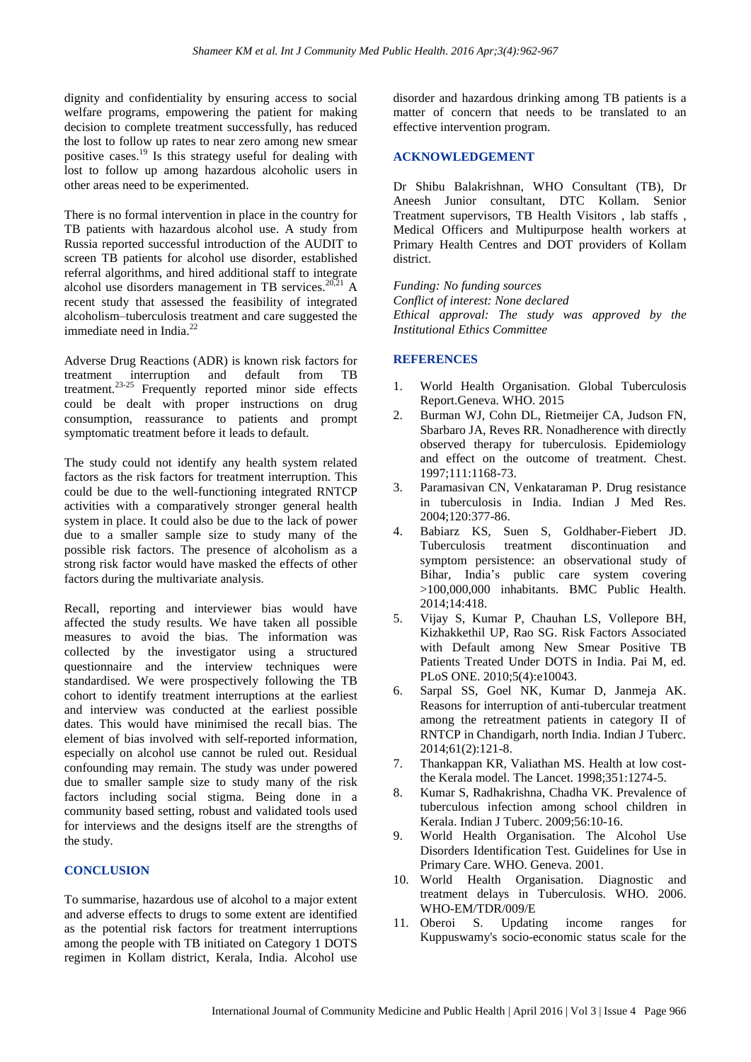dignity and confidentiality by ensuring access to social welfare programs, empowering the patient for making decision to complete treatment successfully, has reduced the lost to follow up rates to near zero among new smear positive cases.[19] Is this strategy useful for dealing with lost to follow up among hazardous alcoholic users in other areas need to be experimented.

There is no formal intervention in place in the country for TB patients with hazardous alcohol use. A study from Russia reported successful introduction of the AUDIT to screen TB patients for alcohol use disorder, established referral algorithms, and hired additional staff to integrate alcohol use disorders management in TB services.[20,21] A recent study that assessed the feasibility of integrated alcoholism–tuberculosis treatment and care suggested the immediate need in India.[22]

Adverse Drug Reactions (ADR) is known risk factors for treatment interruption and default from TB treatment.[23-25] Frequently reported minor side effects could be dealt with proper instructions on drug consumption, reassurance to patients and prompt symptomatic treatment before it leads to default.

The study could not identify any health system related factors as the risk factors for treatment interruption. This could be due to the well-functioning integrated RNTCP activities with a comparatively stronger general health system in place. It could also be due to the lack of power due to a smaller sample size to study many of the possible risk factors. The presence of alcoholism as a strong risk factor would have masked the effects of other factors during the multivariate analysis.

Recall, reporting and interviewer bias would have affected the study results. We have taken all possible measures to avoid the bias. The information was collected by the investigator using a structured questionnaire and the interview techniques were standardised. We were prospectively following the TB cohort to identify treatment interruptions at the earliest and interview was conducted at the earliest possible dates. This would have minimised the recall bias. The element of bias involved with self-reported information, especially on alcohol use cannot be ruled out. Residual confounding may remain. The study was under powered due to smaller sample size to study many of the risk factors including social stigma. Being done in a community based setting, robust and validated tools used for interviews and the designs itself are the strengths of the study.

## CONCLUSION

To summarise, hazardous use of alcohol to a major extent and adverse effects to drugs to some extent are identified as the potential risk factors for treatment interruptions among the people with TB initiated on Category 1 DOTS regimen in Kollam district, Kerala, India. Alcohol use disorder and hazardous drinking among TB patients is a matter of concern that needs to be translated to an effective intervention program.

## ACKNOWLEDGEMENT

Dr Shibu Balakrishnan, WHO Consultant (TB), Dr Aneesh Junior consultant, DTC Kollam. Senior Treatment supervisors, TB Health Visitors , lab staffs , Medical Officers and Multipurpose health workers at Primary Health Centres and DOT providers of Kollam district.

*Funding: No funding sources*
*Conflict of interest: None declared*
*Ethical approval: The study was approved by the Institutional Ethics Committee*

## REFERENCES

1. World Health Organisation. Global Tuberculosis Report.Geneva. WHO. 2015
2. Burman WJ, Cohn DL, Rietmeijer CA, Judson FN, Sbarbaro JA, Reves RR. Nonadherence with directly observed therapy for tuberculosis. Epidemiology and effect on the outcome of treatment. Chest. 1997;111:1168-73.
3. Paramasivan CN, Venkataraman P. Drug resistance in tuberculosis in India. Indian J Med Res. 2004;120:377-86.
4. Babiarz KS, Suen S, Goldhaber-Fiebert JD. Tuberculosis treatment discontinuation and symptom persistence: an observational study of Bihar, India's public care system covering >100,000,000 inhabitants. BMC Public Health. 2014;14:418.
5. Vijay S, Kumar P, Chauhan LS, Vollepore BH, Kizhakkethil UP, Rao SG. Risk Factors Associated with Default among New Smear Positive TB Patients Treated Under DOTS in India. Pai M, ed. PLoS ONE. 2010;5(4):e10043.
6. Sarpal SS, Goel NK, Kumar D, Janmeja AK. Reasons for interruption of anti-tubercular treatment among the retreatment patients in category II of RNTCP in Chandigarh, north India. Indian J Tuberc. 2014;61(2):121-8.
7. Thankappan KR, Valiathan MS. Health at low cost-the Kerala model. The Lancet. 1998;351:1274-5.
8. Kumar S, Radhakrishna, Chadha VK. Prevalence of tuberculous infection among school children in Kerala. Indian J Tuberc. 2009;56:10-16.
9. World Health Organisation. The Alcohol Use Disorders Identification Test. Guidelines for Use in Primary Care. WHO. Geneva. 2001.
10. World Health Organisation. Diagnostic and treatment delays in Tuberculosis. WHO. 2006. WHO-EM/TDR/009/E
11. Oberoi S. Updating income ranges for Kuppuswamy's socio-economic status scale for the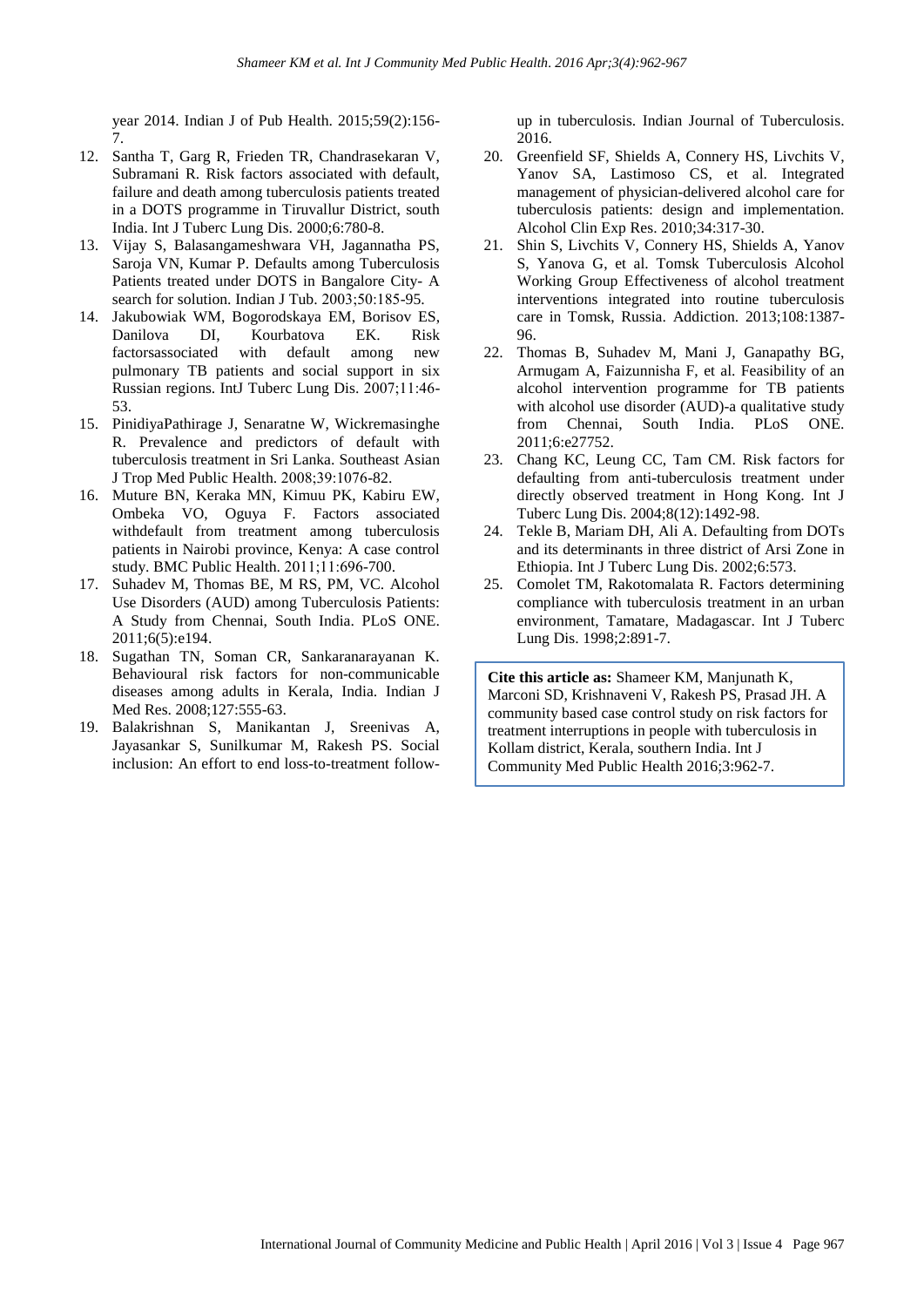year 2014. Indian J of Pub Health. 2015;59(2):156-7.

12. Santha T, Garg R, Frieden TR, Chandrasekaran V, Subramani R. Risk factors associated with default, failure and death among tuberculosis patients treated in a DOTS programme in Tiruvallur District, south India. Int J Tuberc Lung Dis. 2000;6:780-8.
13. Vijay S, Balasangameshwara VH, Jagannatha PS, Saroja VN, Kumar P. Defaults among Tuberculosis Patients treated under DOTS in Bangalore City- A search for solution. Indian J Tub. 2003;50:185-95.
14. Jakubowiak WM, Bogorodskaya EM, Borisov ES, Danilova DI, Kourbatova EK. Risk factorsassociated with default among new pulmonary TB patients and social support in six Russian regions. IntJ Tuberc Lung Dis. 2007;11:46-53.
15. PinidiyaPathirage J, Senaratne W, Wickremasinghe R. Prevalence and predictors of default with tuberculosis treatment in Sri Lanka. Southeast Asian J Trop Med Public Health. 2008;39:1076-82.
16. Muture BN, Keraka MN, Kimuu PK, Kabiru EW, Ombeka VO, Oguya F. Factors associated withdefault from treatment among tuberculosis patients in Nairobi province, Kenya: A case control study. BMC Public Health. 2011;11:696-700.
17. Suhadev M, Thomas BE, M RS, PM, VC. Alcohol Use Disorders (AUD) among Tuberculosis Patients: A Study from Chennai, South India. PLoS ONE. 2011;6(5):e194.
18. Sugathan TN, Soman CR, Sankaranarayanan K. Behavioural risk factors for non-communicable diseases among adults in Kerala, India. Indian J Med Res. 2008;127:555-63.
19. Balakrishnan S, Manikantan J, Sreenivas A, Jayasankar S, Sunilkumar M, Rakesh PS. Social inclusion: An effort to end loss-to-treatment follow-up in tuberculosis. Indian Journal of Tuberculosis. 2016.
20. Greenfield SF, Shields A, Connery HS, Livchits V, Yanov SA, Lastimoso CS, et al. Integrated management of physician-delivered alcohol care for tuberculosis patients: design and implementation. Alcohol Clin Exp Res. 2010;34:317-30.
21. Shin S, Livchits V, Connery HS, Shields A, Yanov S, Yanova G, et al. Tomsk Tuberculosis Alcohol Working Group Effectiveness of alcohol treatment interventions integrated into routine tuberculosis care in Tomsk, Russia. Addiction. 2013;108:1387-96.
22. Thomas B, Suhadev M, Mani J, Ganapathy BG, Armugam A, Faizunnisha F, et al. Feasibility of an alcohol intervention programme for TB patients with alcohol use disorder (AUD)-a qualitative study from Chennai, South India. PLoS ONE. 2011;6:e27752.
23. Chang KC, Leung CC, Tam CM. Risk factors for defaulting from anti-tuberculosis treatment under directly observed treatment in Hong Kong. Int J Tuberc Lung Dis. 2004;8(12):1492-98.
24. Tekle B, Mariam DH, Ali A. Defaulting from DOTs and its determinants in three district of Arsi Zone in Ethiopia. Int J Tuberc Lung Dis. 2002;6:573.
25. Comolet TM, Rakotomalata R. Factors determining compliance with tuberculosis treatment in an urban environment, Tamatare, Madagascar. Int J Tuberc Lung Dis. 1998;2:891-7.

**Cite this article as:** Shameer KM, Manjunath K, Marconi SD, Krishnaveni V, Rakesh PS, Prasad JH. A community based case control study on risk factors for treatment interruptions in people with tuberculosis in Kollam district, Kerala, southern India. Int J Community Med Public Health 2016;3:962-7.